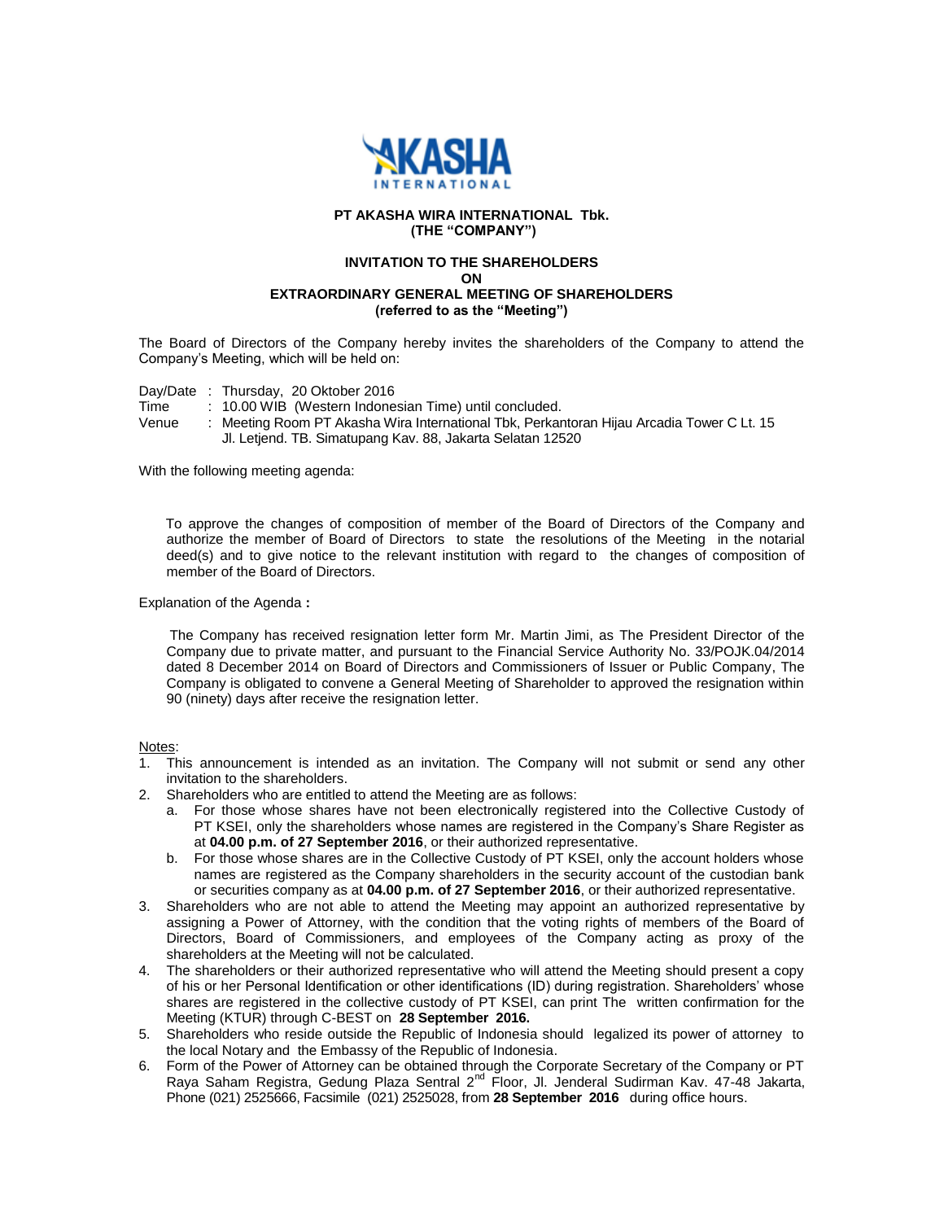**PT AKASHA WIRA INTERNATIONAL Tbk.**
**(THE "COMPANY")**

**INVITATION TO THE SHAREHOLDERS**
**ON**
**EXTRAORDINARY GENERAL MEETING OF SHAREHOLDERS**
**(referred to as the "Meeting")**

The Board of Directors of the Company hereby invites the shareholders of the Company to attend the Company's Meeting, which will be held on:

Day/Date : Thursday, 20 Oktober 2016
Time : 10.00 WIB (Western Indonesian Time) until concluded.
Venue : Meeting Room PT Akasha Wira International Tbk, Perkantoran Hijau Arcadia Tower C Lt. 15 Jl. Letjend. TB. Simatupang Kav. 88, Jakarta Selatan 12520

With the following meeting agenda:

To approve the changes of composition of member of the Board of Directors of the Company and authorize the member of Board of Directors to state the resolutions of the Meeting in the notarial deed(s) and to give notice to the relevant institution with regard to the changes of composition of member of the Board of Directors.

Explanation of the Agenda **:**

The Company has received resignation letter form Mr. Martin Jimi, as The President Director of the Company due to private matter, and pursuant to the Financial Service Authority No. 33/POJK.04/2014 dated 8 December 2014 on Board of Directors and Commissioners of Issuer or Public Company, The Company is obligated to convene a General Meeting of Shareholder to approved the resignation within 90 (ninety) days after receive the resignation letter.

Notes:

1. This announcement is intended as an invitation. The Company will not submit or send any other invitation to the shareholders.
2. Shareholders who are entitled to attend the Meeting are as follows:
   a. For those whose shares have not been electronically registered into the Collective Custody of PT KSEI, only the shareholders whose names are registered in the Company's Share Register as at **04.00 p.m. of 27 September 2016**, or their authorized representative.
   b. For those whose shares are in the Collective Custody of PT KSEI, only the account holders whose names are registered as the Company shareholders in the security account of the custodian bank or securities company as at **04.00 p.m. of 27 September 2016**, or their authorized representative.
3. Shareholders who are not able to attend the Meeting may appoint an authorized representative by assigning a Power of Attorney, with the condition that the voting rights of members of the Board of Directors, Board of Commissioners, and employees of the Company acting as proxy of the shareholders at the Meeting will not be calculated.
4. The shareholders or their authorized representative who will attend the Meeting should present a copy of his or her Personal Identification or other identifications (ID) during registration. Shareholders' whose shares are registered in the collective custody of PT KSEI, can print The written confirmation for the Meeting (KTUR) through C-BEST on **28 September 2016.**
5. Shareholders who reside outside the Republic of Indonesia should legalized its power of attorney to the local Notary and the Embassy of the Republic of Indonesia.
6. Form of the Power of Attorney can be obtained through the Corporate Secretary of the Company or PT Raya Saham Registra, Gedung Plaza Sentral 2nd Floor, Jl. Jenderal Sudirman Kav. 47-48 Jakarta, Phone (021) 2525666, Facsimile (021) 2525028, from **28 September 2016** during office hours.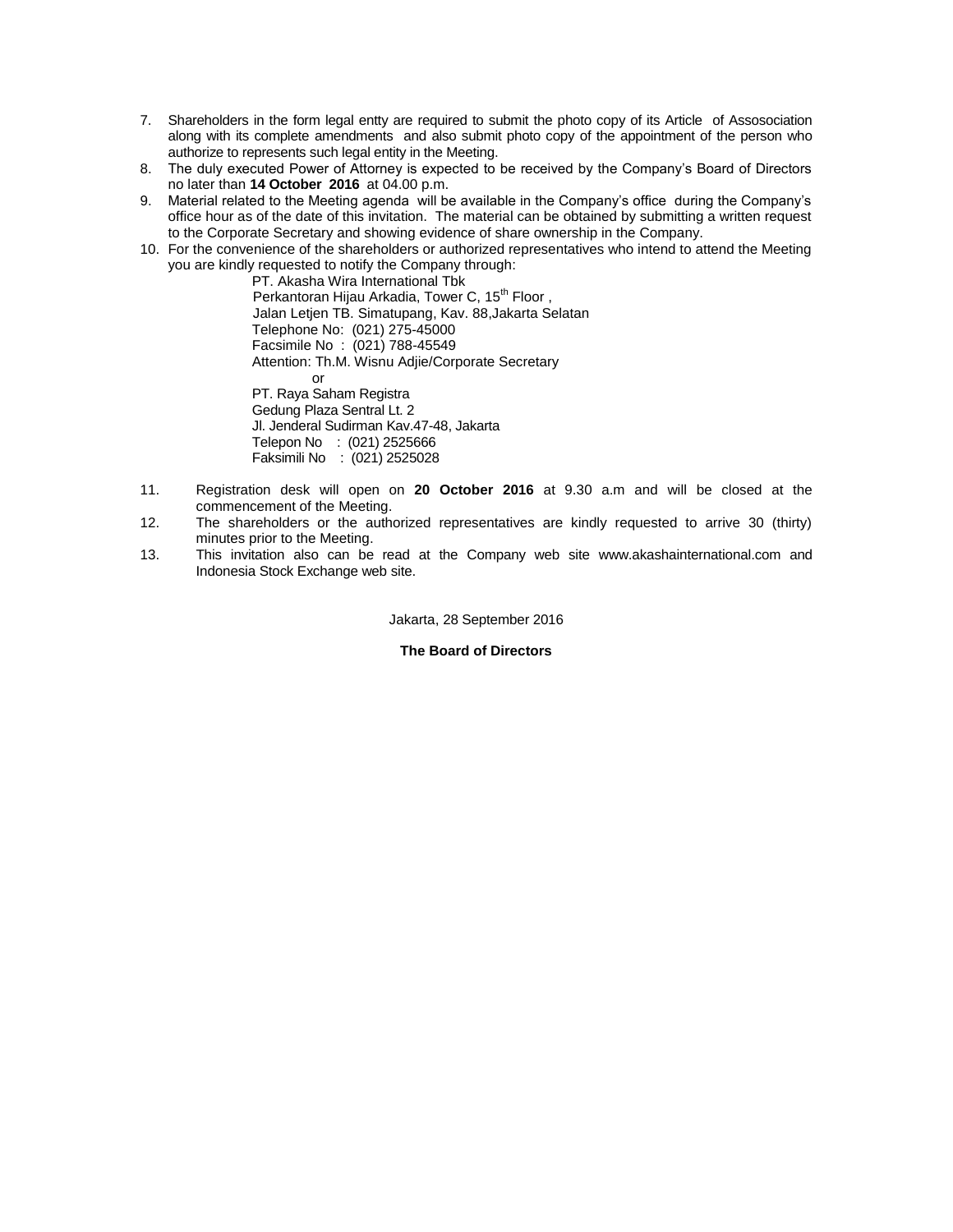7. Shareholders in the form legal entty are required to submit the photo copy of its Article of Assosociation along with its complete amendments and also submit photo copy of the appointment of the person who authorize to represents such legal entity in the Meeting.
8. The duly executed Power of Attorney is expected to be received by the Company's Board of Directors no later than **14 October 2016** at 04.00 p.m.
9. Material related to the Meeting agenda will be available in the Company's office during the Company's office hour as of the date of this invitation. The material can be obtained by submitting a written request to the Corporate Secretary and showing evidence of share ownership in the Company.
10. For the convenience of the shareholders or authorized representatives who intend to attend the Meeting you are kindly requested to notify the Company through:

    PT. Akasha Wira International Tbk
    Perkantoran Hijau Arkadia, Tower C, 15th Floor ,
    Jalan Letjen TB. Simatupang, Kav. 88,Jakarta Selatan
    Telephone No: (021) 275-45000
    Facsimile No : (021) 788-45549
    Attention: Th.M. Wisnu Adjie/Corporate Secretary

    or

    PT. Raya Saham Registra
    Gedung Plaza Sentral Lt. 2
    Jl. Jenderal Sudirman Kav.47-48, Jakarta
    Telepon No : (021) 2525666
    Faksimili No : (021) 2525028

11. Registration desk will open on **20 October 2016** at 9.30 a.m and will be closed at the commencement of the Meeting.
12. The shareholders or the authorized representatives are kindly requested to arrive 30 (thirty) minutes prior to the Meeting.
13. This invitation also can be read at the Company web site www.akashainternational.com and Indonesia Stock Exchange web site.

Jakarta, 28 September 2016

**The Board of Directors**